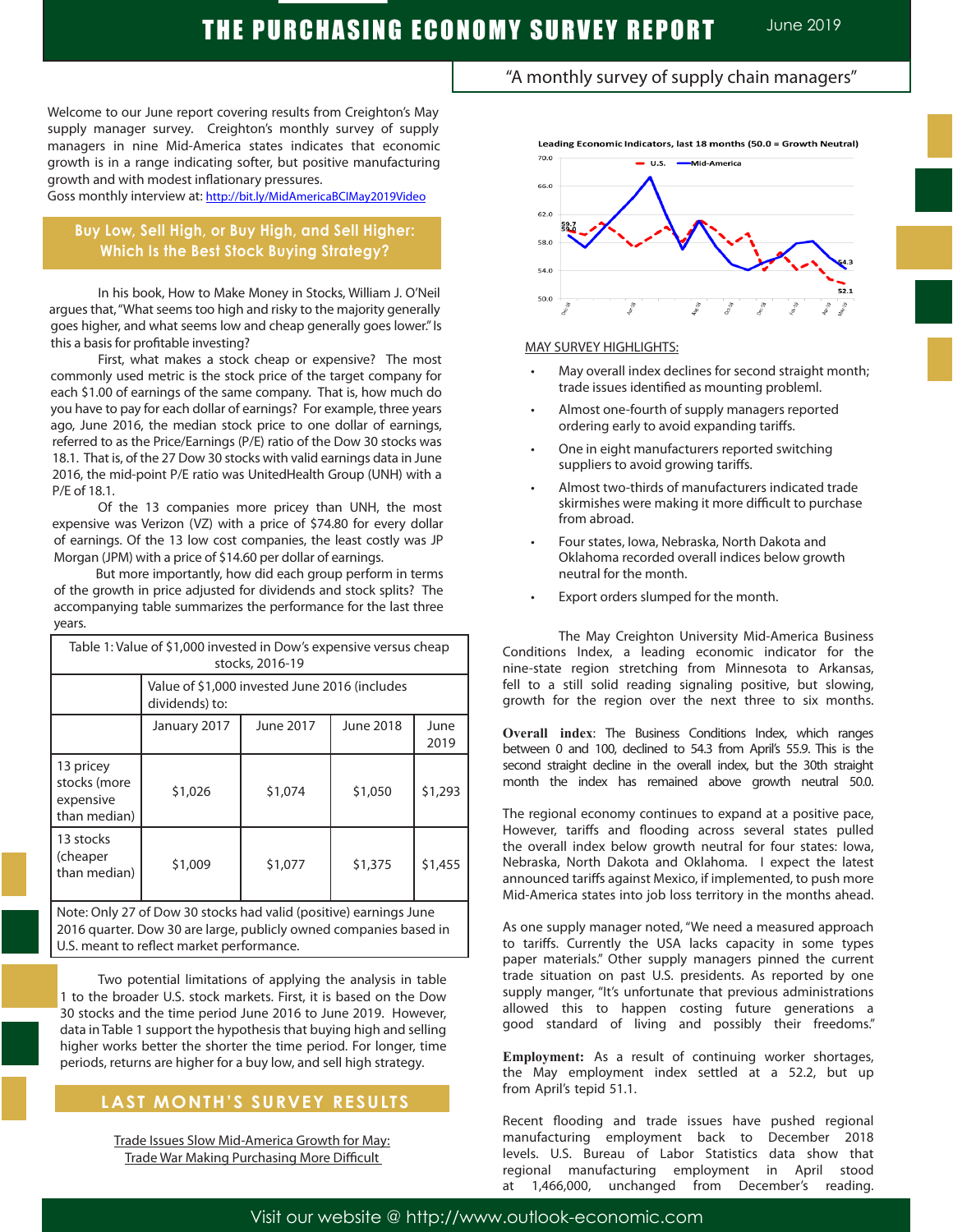# THE PURCHASING ECONOMY SURVEY REPORT

June 2019

"A monthly survey of supply chain managers"

Welcome to our June report covering results from Creighton's May supply manager survey. Creighton's monthly survey of supply managers in nine Mid-America states indicates that economic growth is in a range indicating softer, but positive manufacturing growth and with modest inflationary pressures.
Goss monthly interview at: http://bit.ly/MidAmericaBCIMay2019Video

## Buy Low, Sell High, or Buy High, and Sell Higher: Which Is the Best Stock Buying Strategy?

In his book, How to Make Money in Stocks, William J. O'Neil argues that, "What seems too high and risky to the majority generally goes higher, and what seems low and cheap generally goes lower." Is this a basis for profitable investing?

First, what makes a stock cheap or expensive? The most commonly used metric is the stock price of the target company for each $1.00 of earnings of the same company. That is, how much do you have to pay for each dollar of earnings? For example, three years ago, June 2016, the median stock price to one dollar of earnings, referred to as the Price/Earnings (P/E) ratio of the Dow 30 stocks was 18.1. That is, of the 27 Dow 30 stocks with valid earnings data in June 2016, the mid-point P/E ratio was UnitedHealth Group (UNH) with a P/E of 18.1.

Of the 13 companies more pricey than UNH, the most expensive was Verizon (VZ) with a price of $74.80 for every dollar of earnings. Of the 13 low cost companies, the least costly was JP Morgan (JPM) with a price of $14.60 per dollar of earnings.

But more importantly, how did each group perform in terms of the growth in price adjusted for dividends and stock splits? The accompanying table summarizes the performance for the last three years.

Table 1: Value of $1,000 invested in Dow's expensive versus cheap stocks, 2016-19

| | Value of $1,000 invested June 2016 (includes dividends) to: | | | |
|---|---|---|---|---|
| | January 2017 | June 2017 | June 2018 | June 2019 |
| 13 pricey stocks (more expensive than median) | $1,026 | $1,074 | $1,050 | $1,293 |
| 13 stocks (cheaper than median) | $1,009 | $1,077 | $1,375 | $1,455 |

Note: Only 27 of Dow 30 stocks had valid (positive) earnings June 2016 quarter. Dow 30 are large, publicly owned companies based in U.S. meant to reflect market performance.

Two potential limitations of applying the analysis in table 1 to the broader U.S. stock markets. First, it is based on the Dow 30 stocks and the time period June 2016 to June 2019. However, data in Table 1 support the hypothesis that buying high and selling higher works better the shorter the time period. For longer, time periods, returns are higher for a buy low, and sell high strategy.

## LAST MONTH'S SURVEY RESULTS

Trade Issues Slow Mid-America Growth for May:
Trade War Making Purchasing More Difficult

Leading Economic Indicators, last 18 months (50.0 = Growth Neutral)

U.S. — Mid-America (chart values: 59.7, 59.0, 54.3, 52.1)

MAY SURVEY HIGHLIGHTS:

- May overall index declines for second straight month; trade issues identified as mounting probleml.
- Almost one-fourth of supply managers reported ordering early to avoid expanding tariffs.
- One in eight manufacturers reported switching suppliers to avoid growing tariffs.
- Almost two-thirds of manufacturers indicated trade skirmishes were making it more difficult to purchase from abroad.
- Four states, Iowa, Nebraska, North Dakota and Oklahoma recorded overall indices below growth neutral for the month.
- Export orders slumped for the month.

The May Creighton University Mid-America Business Conditions Index, a leading economic indicator for the nine-state region stretching from Minnesota to Arkansas, fell to a still solid reading signaling positive, but slowing, growth for the region over the next three to six months.

**Overall index**: The Business Conditions Index, which ranges between 0 and 100, declined to 54.3 from April's 55.9. This is the second straight decline in the overall index, but the 30th straight month the index has remained above growth neutral 50.0.

The regional economy continues to expand at a positive pace, However, tariffs and flooding across several states pulled the overall index below growth neutral for four states: Iowa, Nebraska, North Dakota and Oklahoma. I expect the latest announced tariffs against Mexico, if implemented, to push more Mid-America states into job loss territory in the months ahead.

As one supply manager noted, "We need a measured approach to tariffs. Currently the USA lacks capacity in some types paper materials." Other supply managers pinned the current trade situation on past U.S. presidents. As reported by one supply manger, "It's unfortunate that previous administrations allowed this to happen costing future generations a good standard of living and possibly their freedoms."

**Employment:** As a result of continuing worker shortages, the May employment index settled at a 52.2, but up from April's tepid 51.1.

Recent flooding and trade issues have pushed regional manufacturing employment back to December 2018 levels. U.S. Bureau of Labor Statistics data show that regional manufacturing employment in April stood at 1,466,000, unchanged from December's reading.

Visit our website @ http://www.outlook-economic.com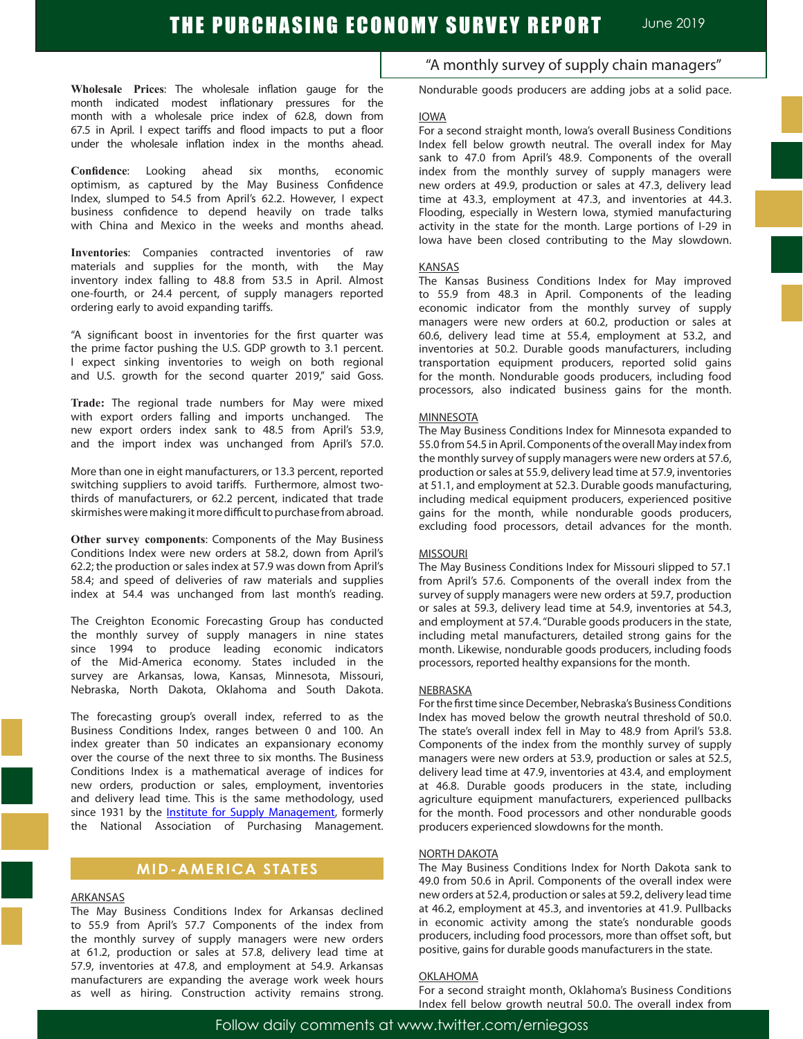**Wholesale Prices**: The wholesale inflation gauge for the month indicated modest inflationary pressures for the month with a wholesale price index of 62.8, down from 67.5 in April. I expect tariffs and flood impacts to put a floor under the wholesale inflation index in the months ahead.

**Confidence**: Looking ahead six months, economic optimism, as captured by the May Business Confidence Index, slumped to 54.5 from April's 62.2. However, I expect business confidence to depend heavily on trade talks with China and Mexico in the weeks and months ahead.

**Inventories**: Companies contracted inventories of raw materials and supplies for the month, with the May inventory index falling to 48.8 from 53.5 in April. Almost one-fourth, or 24.4 percent, of supply managers reported ordering early to avoid expanding tariffs.

"A significant boost in inventories for the first quarter was the prime factor pushing the U.S. GDP growth to 3.1 percent. I expect sinking inventories to weigh on both regional and U.S. growth for the second quarter 2019," said Goss.

**Trade:** The regional trade numbers for May were mixed with export orders falling and imports unchanged. The new export orders index sank to 48.5 from April's 53.9, and the import index was unchanged from April's 57.0.

More than one in eight manufacturers, or 13.3 percent, reported switching suppliers to avoid tariffs. Furthermore, almost two-thirds of manufacturers, or 62.2 percent, indicated that trade skirmishes were making it more difficult to purchase from abroad.

**Other survey components**: Components of the May Business Conditions Index were new orders at 58.2, down from April's 62.2; the production or sales index at 57.9 was down from April's 58.4; and speed of deliveries of raw materials and supplies index at 54.4 was unchanged from last month's reading.

The Creighton Economic Forecasting Group has conducted the monthly survey of supply managers in nine states since 1994 to produce leading economic indicators of the Mid-America economy. States included in the survey are Arkansas, Iowa, Kansas, Minnesota, Missouri, Nebraska, North Dakota, Oklahoma and South Dakota.

The forecasting group's overall index, referred to as the Business Conditions Index, ranges between 0 and 100. An index greater than 50 indicates an expansionary economy over the course of the next three to six months. The Business Conditions Index is a mathematical average of indices for new orders, production or sales, employment, inventories and delivery lead time. This is the same methodology, used since 1931 by the Institute for Supply Management, formerly the National Association of Purchasing Management.

## MID-AMERICA STATES

ARKANSAS

The May Business Conditions Index for Arkansas declined to 55.9 from April's 57.7 Components of the index from the monthly survey of supply managers were new orders at 61.2, production or sales at 57.8, delivery lead time at 57.9, inventories at 47.8, and employment at 54.9. Arkansas manufacturers are expanding the average work week hours as well as hiring. Construction activity remains strong. Nondurable goods producers are adding jobs at a solid pace.

IOWA

For a second straight month, Iowa's overall Business Conditions Index fell below growth neutral. The overall index for May sank to 47.0 from April's 48.9. Components of the overall index from the monthly survey of supply managers were new orders at 49.9, production or sales at 47.3, delivery lead time at 43.3, employment at 47.3, and inventories at 44.3. Flooding, especially in Western Iowa, stymied manufacturing activity in the state for the month. Large portions of I-29 in Iowa have been closed contributing to the May slowdown.

KANSAS

The Kansas Business Conditions Index for May improved to 55.9 from 48.3 in April. Components of the leading economic indicator from the monthly survey of supply managers were new orders at 60.2, production or sales at 60.6, delivery lead time at 55.4, employment at 53.2, and inventories at 50.2. Durable goods manufacturers, including transportation equipment producers, reported solid gains for the month. Nondurable goods producers, including food processors, also indicated business gains for the month.

MINNESOTA

The May Business Conditions Index for Minnesota expanded to 55.0 from 54.5 in April. Components of the overall May index from the monthly survey of supply managers were new orders at 57.6, production or sales at 55.9, delivery lead time at 57.9, inventories at 51.1, and employment at 52.3. Durable goods manufacturing, including medical equipment producers, experienced positive gains for the month, while nondurable goods producers, excluding food processors, detail advances for the month.

MISSOURI

The May Business Conditions Index for Missouri slipped to 57.1 from April's 57.6. Components of the overall index from the survey of supply managers were new orders at 59.7, production or sales at 59.3, delivery lead time at 54.9, inventories at 54.3, and employment at 57.4. "Durable goods producers in the state, including metal manufacturers, detailed strong gains for the month. Likewise, nondurable goods producers, including foods processors, reported healthy expansions for the month.

NEBRASKA

For the first time since December, Nebraska's Business Conditions Index has moved below the growth neutral threshold of 50.0. The state's overall index fell in May to 48.9 from April's 53.8. Components of the index from the monthly survey of supply managers were new orders at 53.9, production or sales at 52.5, delivery lead time at 47.9, inventories at 43.4, and employment at 46.8. Durable goods producers in the state, including agriculture equipment manufacturers, experienced pullbacks for the month. Food processors and other nondurable goods producers experienced slowdowns for the month.

NORTH DAKOTA

The May Business Conditions Index for North Dakota sank to 49.0 from 50.6 in April. Components of the overall index were new orders at 52.4, production or sales at 59.2, delivery lead time at 46.2, employment at 45.3, and inventories at 41.9. Pullbacks in economic activity among the state's nondurable goods producers, including food processors, more than offset soft, but positive, gains for durable goods manufacturers in the state.

OKLAHOMA

For a second straight month, Oklahoma's Business Conditions Index fell below growth neutral 50.0. The overall index from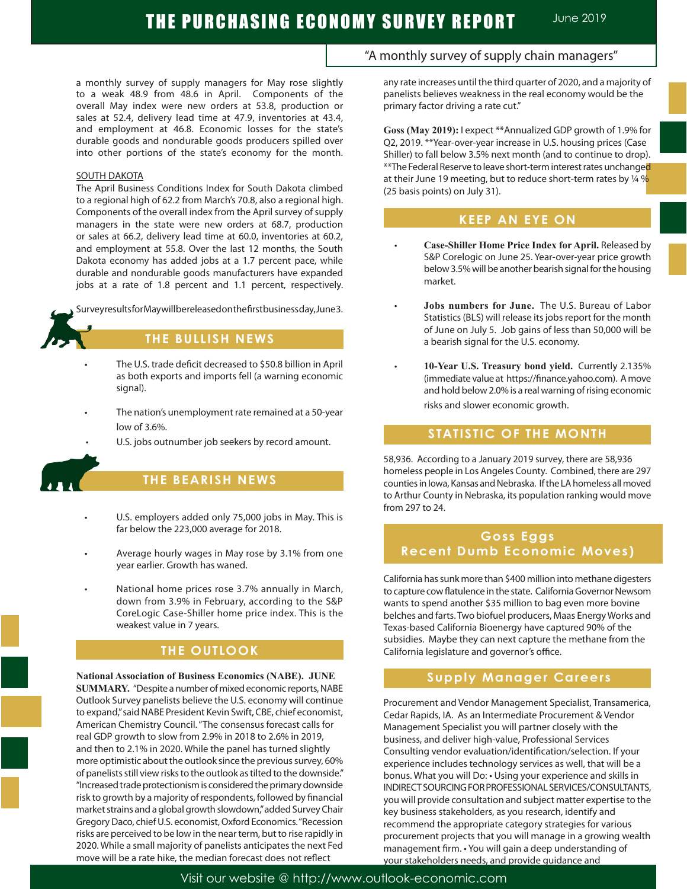a monthly survey of supply managers for May rose slightly to a weak 48.9 from 48.6 in April. Components of the overall May index were new orders at 53.8, production or sales at 52.4, delivery lead time at 47.9, inventories at 43.4, and employment at 46.8. Economic losses for the state's durable goods and nondurable goods producers spilled over into other portions of the state's economy for the month.

SOUTH DAKOTA

The April Business Conditions Index for South Dakota climbed to a regional high of 62.2 from March's 70.8, also a regional high. Components of the overall index from the April survey of supply managers in the state were new orders at 68.7, production or sales at 66.2, delivery lead time at 60.0, inventories at 60.2, and employment at 55.8. Over the last 12 months, the South Dakota economy has added jobs at a 1.7 percent pace, while durable and nondurable goods manufacturers have expanded jobs at a rate of 1.8 percent and 1.1 percent, respectively.

Survey results for May will be released on the first business day, June 3.

## THE BULLISH NEWS

- The U.S. trade deficit decreased to $50.8 billion in April as both exports and imports fell (a warning economic signal).
- The nation's unemployment rate remained at a 50-year low of 3.6%.
- U.S. jobs outnumber job seekers by record amount.

## THE BEARISH NEWS

- U.S. employers added only 75,000 jobs in May. This is far below the 223,000 average for 2018.
- Average hourly wages in May rose by 3.1% from one year earlier. Growth has waned.
- National home prices rose 3.7% annually in March, down from 3.9% in February, according to the S&P CoreLogic Case-Shiller home price index. This is the weakest value in 7 years.

## THE OUTLOOK

**National Association of Business Economics (NABE). JUNE SUMMARY.** "Despite a number of mixed economic reports, NABE Outlook Survey panelists believe the U.S. economy will continue to expand," said NABE President Kevin Swift, CBE, chief economist, American Chemistry Council. "The consensus forecast calls for real GDP growth to slow from 2.9% in 2018 to 2.6% in 2019, and then to 2.1% in 2020. While the panel has turned slightly more optimistic about the outlook since the previous survey, 60% of panelists still view risks to the outlook as tilted to the downside." "Increased trade protectionism is considered the primary downside risk to growth by a majority of respondents, followed by financial market strains and a global growth slowdown," added Survey Chair Gregory Daco, chief U.S. economist, Oxford Economics. "Recession risks are perceived to be low in the near term, but to rise rapidly in 2020. While a small majority of panelists anticipates the next Fed move will be a rate hike, the median forecast does not reflect any rate increases until the third quarter of 2020, and a majority of panelists believes weakness in the real economy would be the primary factor driving a rate cut."

**Goss (May 2019):** I expect **Annualized GDP growth of 1.9% for Q2, 2019. **Year-over-year increase in U.S. housing prices (Case Shiller) to fall below 3.5% next month (and to continue to drop). **The Federal Reserve to leave short-term interest rates unchanged at their June 19 meeting, but to reduce short-term rates by ¼ % (25 basis points) on July 31).

## KEEP AN EYE ON

- **Case-Shiller Home Price Index for April.** Released by S&P Corelogic on June 25. Year-over-year price growth below 3.5% will be another bearish signal for the housing market.
- **Jobs numbers for June.** The U.S. Bureau of Labor Statistics (BLS) will release its jobs report for the month of June on July 5. Job gains of less than 50,000 will be a bearish signal for the U.S. economy.
- **10-Year U.S. Treasury bond yield.** Currently 2.135% (immediate value at https://finance.yahoo.com). A move and hold below 2.0% is a real warning of rising economic risks and slower economic growth.

## STATISTIC OF THE MONTH

58,936. According to a January 2019 survey, there are 58,936 homeless people in Los Angeles County. Combined, there are 297 counties in Iowa, Kansas and Nebraska. If the LA homeless all moved to Arthur County in Nebraska, its population ranking would move from 297 to 24.

## Goss Eggs Recent Dumb Economic Moves)

California has sunk more than $400 million into methane digesters to capture cow flatulence in the state. California Governor Newsom wants to spend another $35 million to bag even more bovine belches and farts. Two biofuel producers, Maas Energy Works and Texas-based California Bioenergy have captured 90% of the subsidies. Maybe they can next capture the methane from the California legislature and governor's office.

## Supply Manager Careers

Procurement and Vendor Management Specialist, Transamerica, Cedar Rapids, IA. As an Intermediate Procurement & Vendor Management Specialist you will partner closely with the business, and deliver high-value, Professional Services Consulting vendor evaluation/identification/selection. If your experience includes technology services as well, that will be a bonus. What you will Do: • Using your experience and skills in INDIRECT SOURCING FOR PROFESSIONAL SERVICES/CONSULTANTS, you will provide consultation and subject matter expertise to the key business stakeholders, as you research, identify and recommend the appropriate category strategies for various procurement projects that you will manage in a growing wealth management firm. • You will gain a deep understanding of your stakeholders needs, and provide guidance and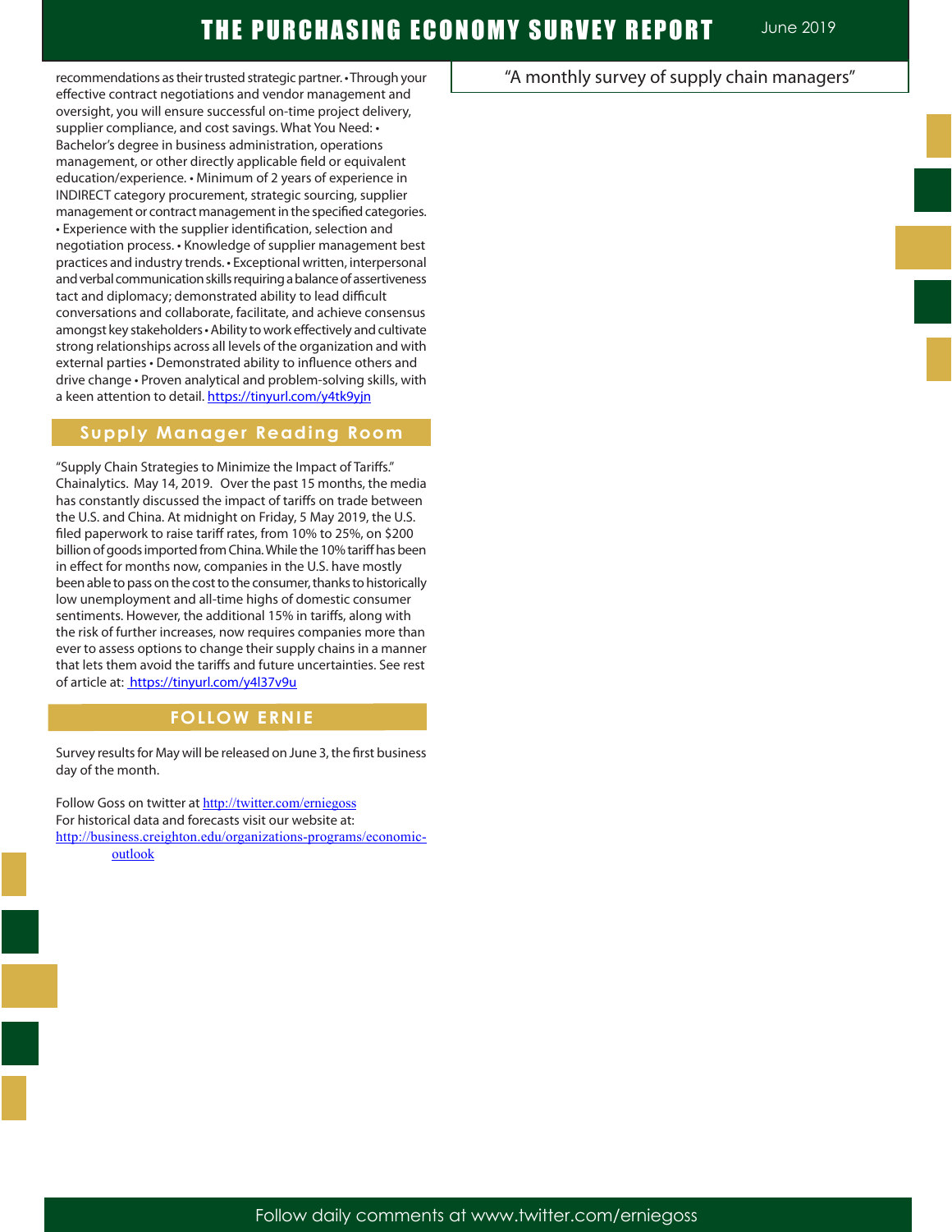recommendations as their trusted strategic partner. • Through your effective contract negotiations and vendor management and oversight, you will ensure successful on-time project delivery, supplier compliance, and cost savings. What You Need: • Bachelor's degree in business administration, operations management, or other directly applicable field or equivalent education/experience. • Minimum of 2 years of experience in INDIRECT category procurement, strategic sourcing, supplier management or contract management in the specified categories. • Experience with the supplier identification, selection and negotiation process. • Knowledge of supplier management best practices and industry trends. • Exceptional written, interpersonal and verbal communication skills requiring a balance of assertiveness tact and diplomacy; demonstrated ability to lead difficult conversations and collaborate, facilitate, and achieve consensus amongst key stakeholders • Ability to work effectively and cultivate strong relationships across all levels of the organization and with external parties • Demonstrated ability to influence others and drive change • Proven analytical and problem-solving skills, with a keen attention to detail. https://tinyurl.com/y4tk9yjn

## Supply Manager Reading Room

"Supply Chain Strategies to Minimize the Impact of Tariffs." Chainalytics. May 14, 2019. Over the past 15 months, the media has constantly discussed the impact of tariffs on trade between the U.S. and China. At midnight on Friday, 5 May 2019, the U.S. filed paperwork to raise tariff rates, from 10% to 25%, on $200 billion of goods imported from China. While the 10% tariff has been in effect for months now, companies in the U.S. have mostly been able to pass on the cost to the consumer, thanks to historically low unemployment and all-time highs of domestic consumer sentiments. However, the additional 15% in tariffs, along with the risk of further increases, now requires companies more than ever to assess options to change their supply chains in a manner that lets them avoid the tariffs and future uncertainties. See rest of article at: https://tinyurl.com/y4l37v9u

## FOLLOW ERNIE

Survey results for May will be released on June 3, the first business day of the month.

Follow Goss on twitter at http://twitter.com/erniegoss
For historical data and forecasts visit our website at:
http://business.creighton.edu/organizations-programs/economic-outlook

"A monthly survey of supply chain managers"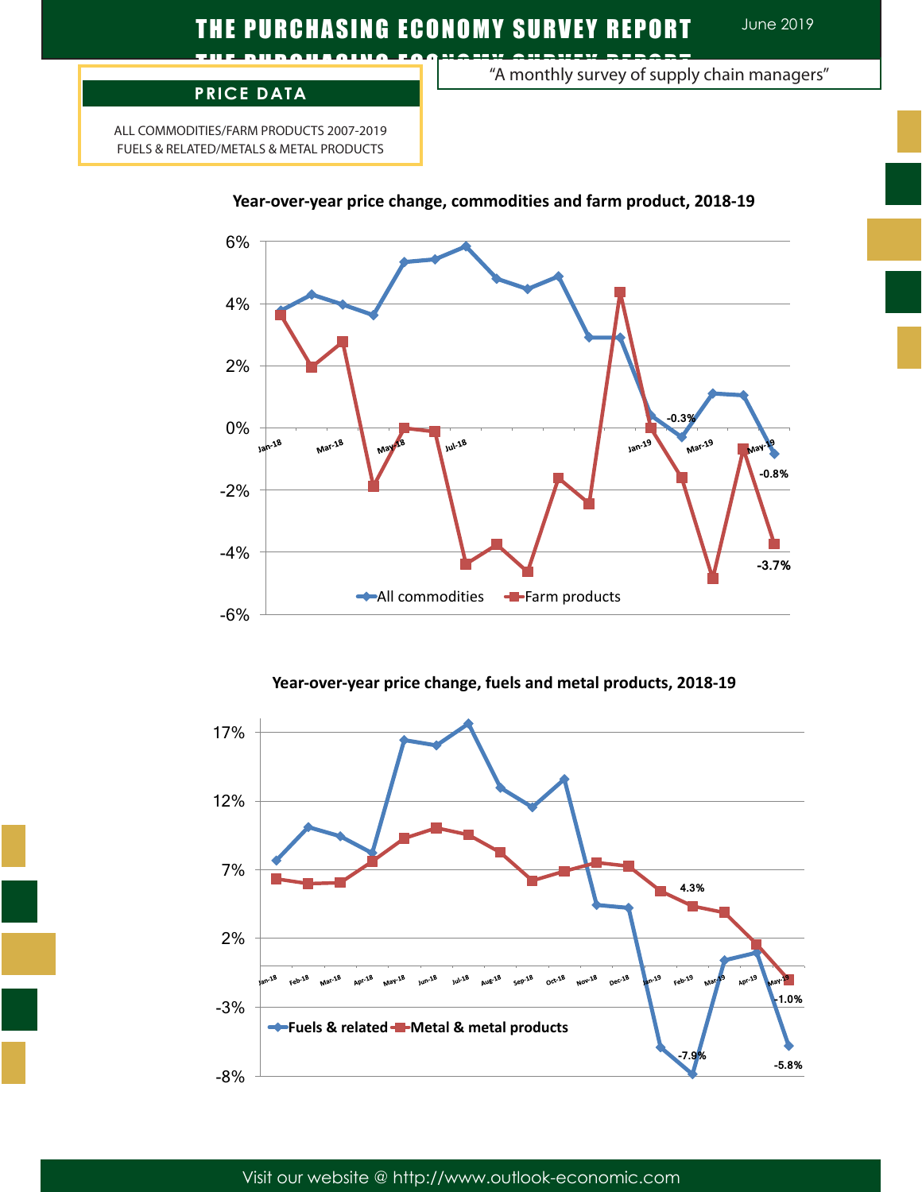# THE PURCHASING ECONOMY SURVEY REPORT

June 2019

"A monthly survey of supply chain managers"

## PRICE DATA

ALL COMMODITIES/FARM PRODUCTS 2007-2019
FUELS & RELATED/METALS & METAL PRODUCTS

**Year-over-year price change, commodities and farm product, 2018-19**

6%
4%
2%
0%
-2%
-4%
-6%

Jan-18
Mar-18
May-18
Jul-18
Jan-19
Mar-19
May-19

-0.3%
-0.8%
-3.7%

All commodities
Farm products

**Year-over-year price change, fuels and metal products, 2018-19**

17%
12%
7%
2%
-3%
-8%

Jan-18
Feb-18
Mar-18
Apr-18
May-18
Jun-18
Jul-18
Aug-18
Sep-18
Oct-18
Nov-18
Dec-18
Jan-19
Feb-19
Mar-19
Apr-19
May-19

4.3%
-1.0%
-7.9%
-5.8%

Fuels & related
Metal & metal products

Visit our website @ http://www.outlook-economic.com